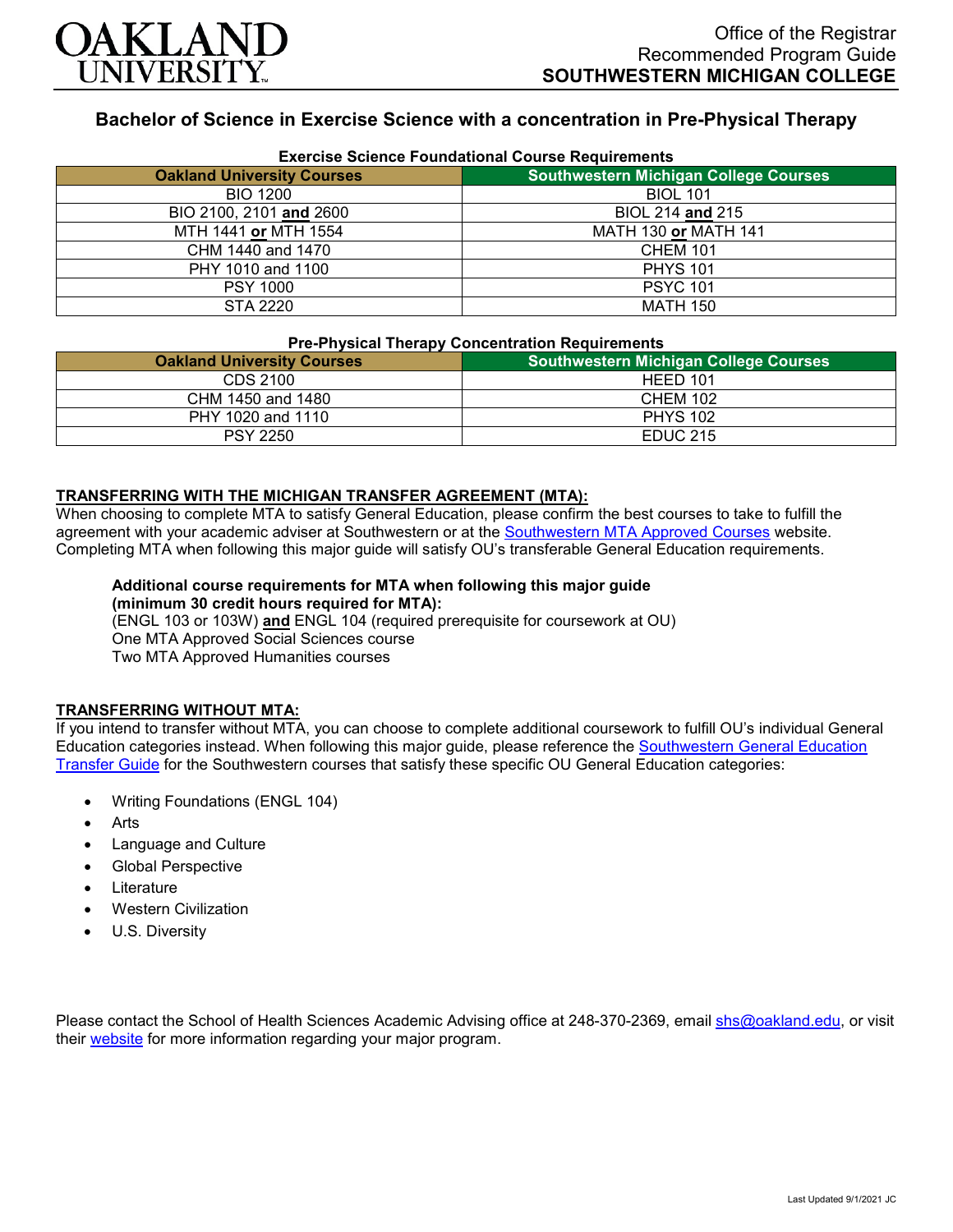Office of the Registrar
Recommended Program Guide
**SOUTHWESTERN MICHIGAN COLLEGE**

# Bachelor of Science in Exercise Science with a concentration in Pre-Physical Therapy

**Exercise Science Foundational Course Requirements**

| Oakland University Courses | Southwestern Michigan College Courses |
|---|---|
| BIO 1200 | BIOL 101 |
| BIO 2100, 2101 **and** 2600 | BIOL 214 **and** 215 |
| MTH 1441 **or** MTH 1554 | MATH 130 **or** MATH 141 |
| CHM 1440 and 1470 | CHEM 101 |
| PHY 1010 and 1100 | PHYS 101 |
| PSY 1000 | PSYC 101 |
| STA 2220 | MATH 150 |

**Pre-Physical Therapy Concentration Requirements**

| Oakland University Courses | Southwestern Michigan College Courses |
|---|---|
| CDS 2100 | HEED 101 |
| CHM 1450 and 1480 | CHEM 102 |
| PHY 1020 and 1110 | PHYS 102 |
| PSY 2250 | EDUC 215 |

## TRANSFERRING WITH THE MICHIGAN TRANSFER AGREEMENT (MTA):

When choosing to complete MTA to satisfy General Education, please confirm the best courses to take to fulfill the agreement with your academic adviser at Southwestern or at the Southwestern MTA Approved Courses website. Completing MTA when following this major guide will satisfy OU's transferable General Education requirements.

**Additional course requirements for MTA when following this major guide (minimum 30 credit hours required for MTA):**
(ENGL 103 or 103W) **and** ENGL 104 (required prerequisite for coursework at OU)
One MTA Approved Social Sciences course
Two MTA Approved Humanities courses

## TRANSFERRING WITHOUT MTA:

If you intend to transfer without MTA, you can choose to complete additional coursework to fulfill OU's individual General Education categories instead. When following this major guide, please reference the Southwestern General Education Transfer Guide for the Southwestern courses that satisfy these specific OU General Education categories:

- Writing Foundations (ENGL 104)
- Arts
- Language and Culture
- Global Perspective
- Literature
- Western Civilization
- U.S. Diversity

Please contact the School of Health Sciences Academic Advising office at 248-370-2369, email shs@oakland.edu, or visit their website for more information regarding your major program.

Last Updated 9/1/2021 JC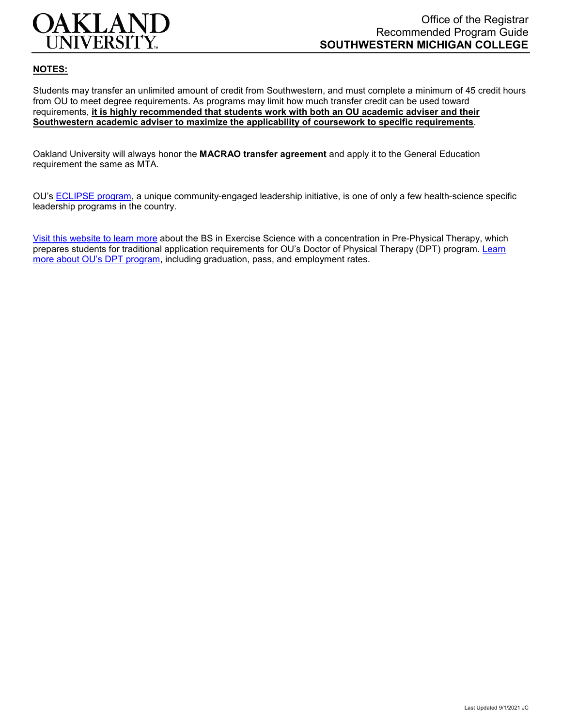**NOTES:**

Students may transfer an unlimited amount of credit from Southwestern, and must complete a minimum of 45 credit hours from OU to meet degree requirements. As programs may limit how much transfer credit can be used toward requirements, **it is highly recommended that students work with both an OU academic adviser and their Southwestern academic adviser to maximize the applicability of coursework to specific requirements**.

Oakland University will always honor the **MACRAO transfer agreement** and apply it to the General Education requirement the same as MTA.

OU's ECLIPSE program, a unique community-engaged leadership initiative, is one of only a few health-science specific leadership programs in the country.

Visit this website to learn more about the BS in Exercise Science with a concentration in Pre-Physical Therapy, which prepares students for traditional application requirements for OU's Doctor of Physical Therapy (DPT) program. Learn more about OU's DPT program, including graduation, pass, and employment rates.